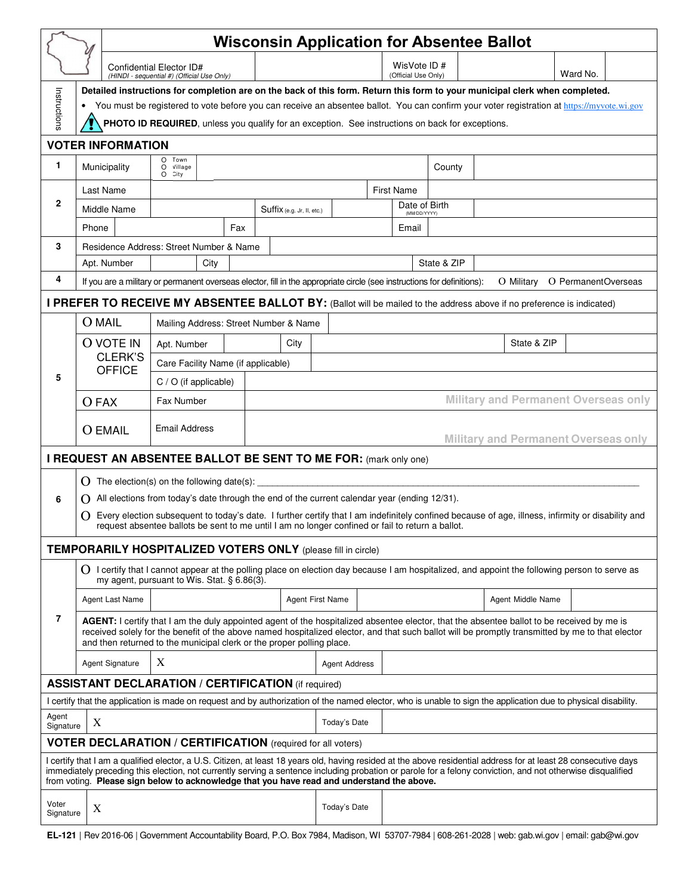# Wisconsin Application for Absentee Ballot

| Confidential Elector ID# *(HINDI - sequential #) (Official Use Only)* | | WisVote ID # *(Official Use Only)* | | Ward No. | |
|---|---|---|---|---|---|

**Instructions**

**Detailed instructions for completion are on the back of this form. Return this form to your municipal clerk when completed.**

- You must be registered to vote before you can receive an absentee ballot. You can confirm your voter registration at https://myvote.wi.gov

**PHOTO ID REQUIRED**, unless you qualify for an exception. See instructions on back for exceptions.

## VOTER INFORMATION

| | | | | | | | |
|---|---|---|---|---|---|---|---|
| 1 | Municipality | O Town O Village O City | | | | County | |
| 2 | Last Name | | | | | First Name | |
| | Middle Name | | Suffix (e.g. Jr, II, etc.) | | | Date of Birth (MM/DD/YYYY) | |
| | Phone | | Fax | | | Email | |
| 3 | Residence Address: Street Number & Name | | | | | | |
| | Apt. Number | | City | | | State & ZIP | |
| 4 | If you are a military or permanent overseas elector, fill in the appropriate circle (see instructions for definitions): O Military O PermanentOverseas | | | | | | |

## I PREFER TO RECEIVE MY ABSENTEE BALLOT BY: (Ballot will be mailed to the address above if no preference is indicated)

| | | | | | | |
|---|---|---|---|---|---|---|
| 5 | O MAIL | Mailing Address: Street Number & Name | | | | |
| | O VOTE IN CLERK'S OFFICE | Apt. Number | | City | State & ZIP | |
| | | Care Facility Name (if applicable) | | | | |
| | | C / O (if applicable) | | | | |
| | O FAX | Fax Number | Military and Permanent Overseas only | | | |
| | O EMAIL | Email Address | Military and Permanent Overseas only | | | |

## I REQUEST AN ABSENTEE BALLOT BE SENT TO ME FOR: (mark only one)

**6**

- O The election(s) on the following date(s): ______________________________
- O All elections from today's date through the end of the current calendar year (ending 12/31).
- O Every election subsequent to today's date. I further certify that I am indefinitely confined because of age, illness, infirmity or disability and request absentee ballots be sent to me until I am no longer confined or fail to return a ballot.

## TEMPORARILY HOSPITALIZED VOTERS ONLY (please fill in circle)

**7**

O I certify that I cannot appear at the polling place on election day because I am hospitalized, and appoint the following person to serve as my agent, pursuant to Wis. Stat. § 6.86(3).

| Agent Last Name | | Agent First Name | | Agent Middle Name | |
|---|---|---|---|---|---|

**AGENT:** I certify that I am the duly appointed agent of the hospitalized absentee elector, that the absentee ballot to be received by me is received solely for the benefit of the above named hospitalized elector, and that such ballot will be promptly transmitted by me to that elector and then returned to the municipal clerk or the proper polling place.

| Agent Signature | X | Agent Address | |
|---|---|---|---|

## ASSISTANT DECLARATION / CERTIFICATION (if required)

I certify that the application is made on request and by authorization of the named elector, who is unable to sign the application due to physical disability.

| Agent Signature | X | Today's Date | |
|---|---|---|---|

## VOTER DECLARATION / CERTIFICATION (required for all voters)

I certify that I am a qualified elector, a U.S. Citizen, at least 18 years old, having resided at the above residential address for at least 28 consecutive days immediately preceding this election, not currently serving a sentence including probation or parole for a felony conviction, and not otherwise disqualified from voting. **Please sign below to acknowledge that you have read and understand the above.**

| Voter Signature | X | Today's Date | |
|---|---|---|---|

**EL-121** | Rev 2016-06 | Government Accountability Board, P.O. Box 7984, Madison, WI 53707-7984 | 608-261-2028 | web: gab.wi.gov | email: gab@wi.gov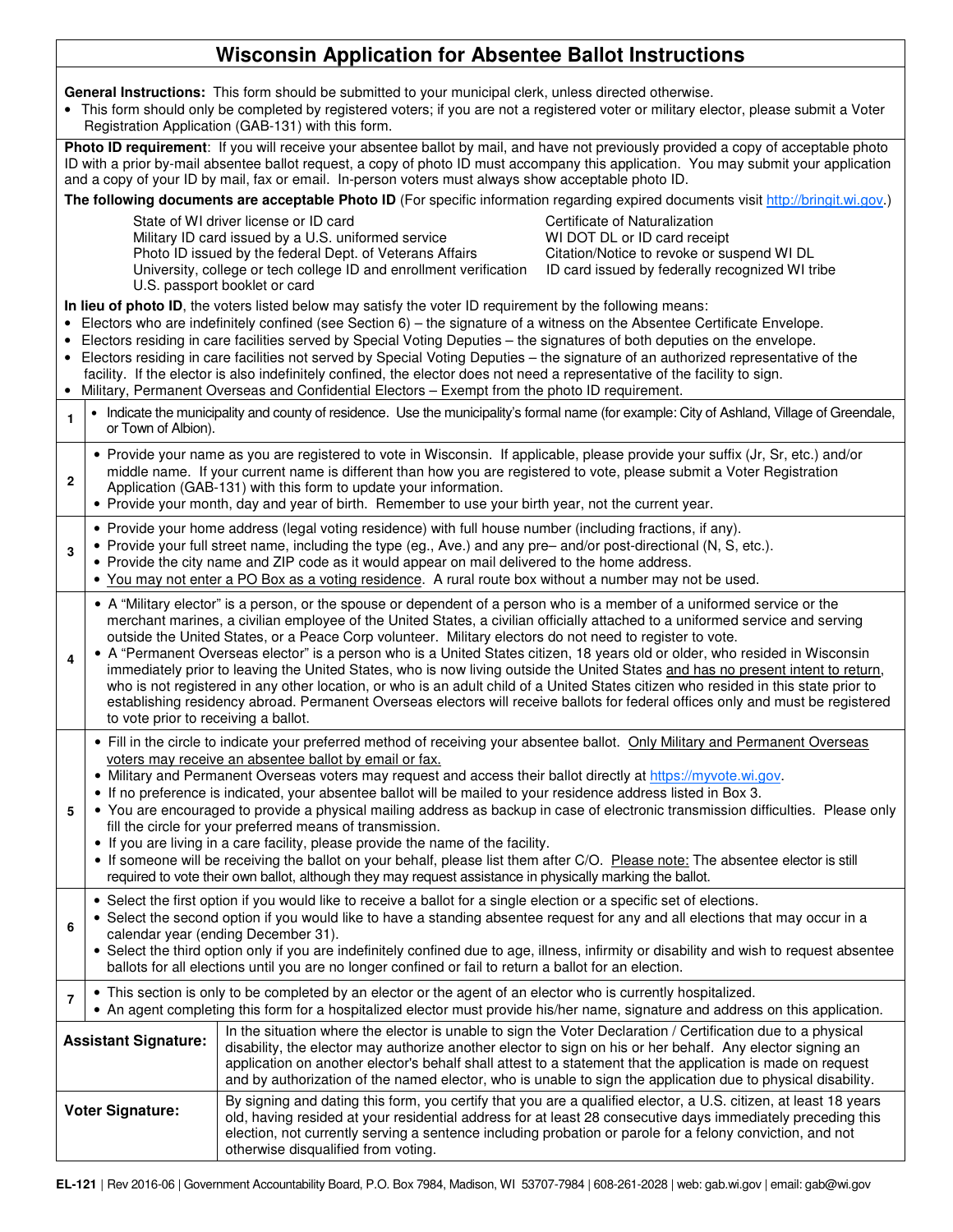# Wisconsin Application for Absentee Ballot Instructions

**General Instructions:** This form should be submitted to your municipal clerk, unless directed otherwise.

- This form should only be completed by registered voters; if you are not a registered voter or military elector, please submit a Voter Registration Application (GAB-131) with this form.

**Photo ID requirement**: If you will receive your absentee ballot by mail, and have not previously provided a copy of acceptable photo ID with a prior by-mail absentee ballot request, a copy of photo ID must accompany this application. You may submit your application and a copy of your ID by mail, fax or email. In-person voters must always show acceptable photo ID.

**The following documents are acceptable Photo ID** (For specific information regarding expired documents visit http://bringit.wi.gov.)

- State of WI driver license or ID card
- Military ID card issued by a U.S. uniformed service
- Photo ID issued by the federal Dept. of Veterans Affairs
- University, college or tech college ID and enrollment verification
- U.S. passport booklet or card
- Certificate of Naturalization
- WI DOT DL or ID card receipt
- Citation/Notice to revoke or suspend WI DL
- ID card issued by federally recognized WI tribe

**In lieu of photo ID**, the voters listed below may satisfy the voter ID requirement by the following means:

- Electors who are indefinitely confined (see Section 6) – the signature of a witness on the Absentee Certificate Envelope.
- Electors residing in care facilities served by Special Voting Deputies – the signatures of both deputies on the envelope.
- Electors residing in care facilities not served by Special Voting Deputies – the signature of an authorized representative of the facility. If the elector is also indefinitely confined, the elector does not need a representative of the facility to sign.
- Military, Permanent Overseas and Confidential Electors – Exempt from the photo ID requirement.

| | |
|---|---|
| 1 | • Indicate the municipality and county of residence. Use the municipality's formal name (for example: City of Ashland, Village of Greendale, or Town of Albion). |
| 2 | • Provide your name as you are registered to vote in Wisconsin. If applicable, please provide your suffix (Jr, Sr, etc.) and/or middle name. If your current name is different than how you are registered to vote, please submit a Voter Registration Application (GAB-131) with this form to update your information.<br>• Provide your month, day and year of birth. Remember to use your birth year, not the current year. |
| 3 | • Provide your home address (legal voting residence) with full house number (including fractions, if any).<br>• Provide your full street name, including the type (eg., Ave.) and any pre– and/or post-directional (N, S, etc.).<br>• Provide the city name and ZIP code as it would appear on mail delivered to the home address.<br>• <u>You may not enter a PO Box as a voting residence</u>. A rural route box without a number may not be used. |
| 4 | • A "Military elector" is a person, or the spouse or dependent of a person who is a member of a uniformed service or the merchant marines, a civilian employee of the United States, a civilian officially attached to a uniformed service and serving outside the United States, or a Peace Corp volunteer. Military electors do not need to register to vote.<br>• A "Permanent Overseas elector" is a person who is a United States citizen, 18 years old or older, who resided in Wisconsin immediately prior to leaving the United States, who is now living outside the United States <u>and has no present intent to return</u>, who is not registered in any other location, or who is an adult child of a United States citizen who resided in this state prior to establishing residency abroad. Permanent Overseas electors will receive ballots for federal offices only and must be registered to vote prior to receiving a ballot. |
| 5 | • Fill in the circle to indicate your preferred method of receiving your absentee ballot. <u>Only Military and Permanent Overseas voters may receive an absentee ballot by email or fax.</u><br>• Military and Permanent Overseas voters may request and access their ballot directly at https://myvote.wi.gov.<br>• If no preference is indicated, your absentee ballot will be mailed to your residence address listed in Box 3.<br>• You are encouraged to provide a physical mailing address as backup in case of electronic transmission difficulties. Please only fill the circle for your preferred means of transmission.<br>• If you are living in a care facility, please provide the name of the facility.<br>• If someone will be receiving the ballot on your behalf, please list them after C/O. <u>Please note:</u> The absentee elector is still required to vote their own ballot, although they may request assistance in physically marking the ballot. |
| 6 | • Select the first option if you would like to receive a ballot for a single election or a specific set of elections.<br>• Select the second option if you would like to have a standing absentee request for any and all elections that may occur in a calendar year (ending December 31).<br>• Select the third option only if you are indefinitely confined due to age, illness, infirmity or disability and wish to request absentee ballots for all elections until you are no longer confined or fail to return a ballot for an election. |
| 7 | • This section is only to be completed by an elector or the agent of an elector who is currently hospitalized.<br>• An agent completing this form for a hospitalized elector must provide his/her name, signature and address on this application. |
| **Assistant Signature:** | In the situation where the elector is unable to sign the Voter Declaration / Certification due to a physical disability, the elector may authorize another elector to sign on his or her behalf. Any elector signing an application on another elector's behalf shall attest to a statement that the application is made on request and by authorization of the named elector, who is unable to sign the application due to physical disability. |
| **Voter Signature:** | By signing and dating this form, you certify that you are a qualified elector, a U.S. citizen, at least 18 years old, having resided at your residential address for at least 28 consecutive days immediately preceding this election, not currently serving a sentence including probation or parole for a felony conviction, and not otherwise disqualified from voting. |

**EL-121** | Rev 2016-06 | Government Accountability Board, P.O. Box 7984, Madison, WI 53707-7984 | 608-261-2028 | web: gab.wi.gov | email: gab@wi.gov